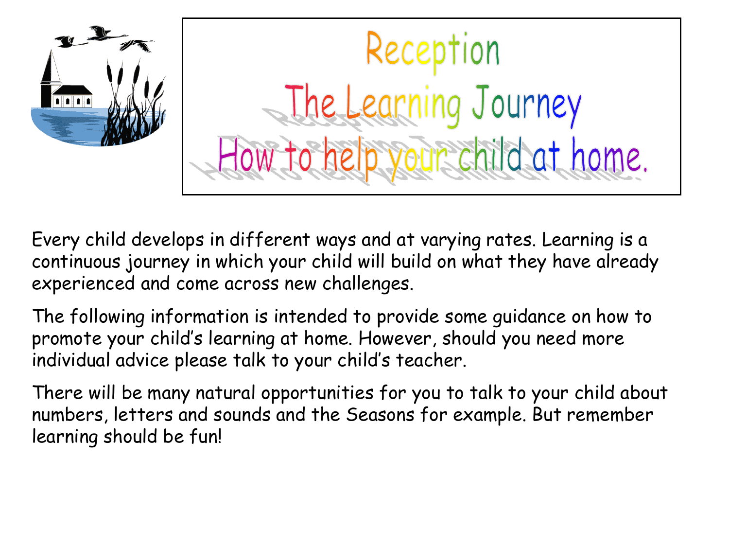# Reception
# The Learning Journey
# How to help your child at home.

Every child develops in different ways and at varying rates. Learning is a continuous journey in which your child will build on what they have already experienced and come across new challenges.

The following information is intended to provide some guidance on how to promote your child's learning at home. However, should you need more individual advice please talk to your child's teacher.

There will be many natural opportunities for you to talk to your child about numbers, letters and sounds and the Seasons for example. But remember learning should be fun!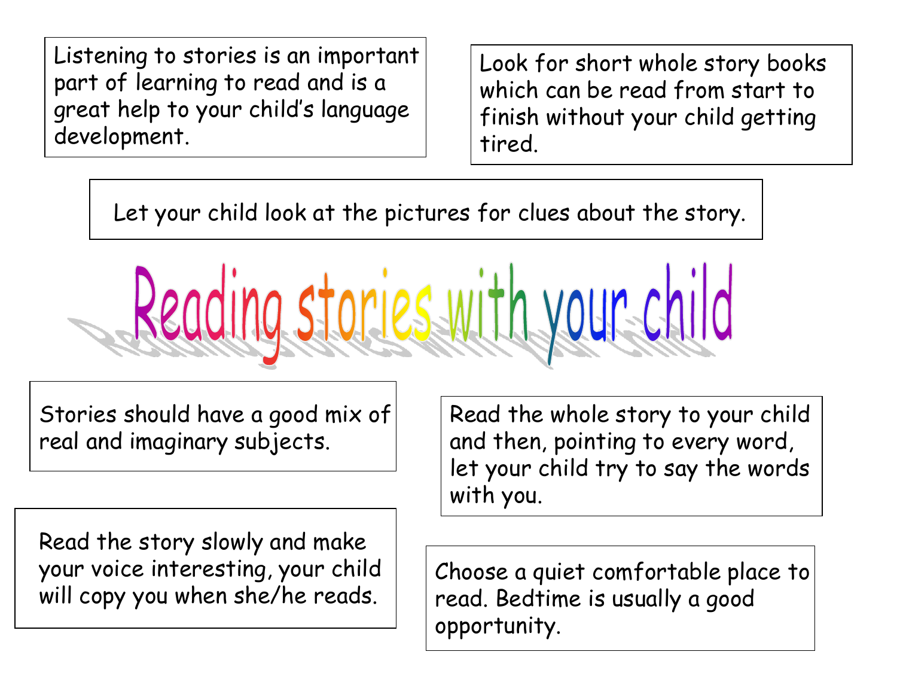# Reading stories with your child

Listening to stories is an important part of learning to read and is a great help to your child's language development.

Look for short whole story books which can be read from start to finish without your child getting tired.

Let your child look at the pictures for clues about the story.

Stories should have a good mix of real and imaginary subjects.

Read the whole story to your child and then, pointing to every word, let your child try to say the words with you.

Read the story slowly and make your voice interesting, your child will copy you when she/he reads.

Choose a quiet comfortable place to read. Bedtime is usually a good opportunity.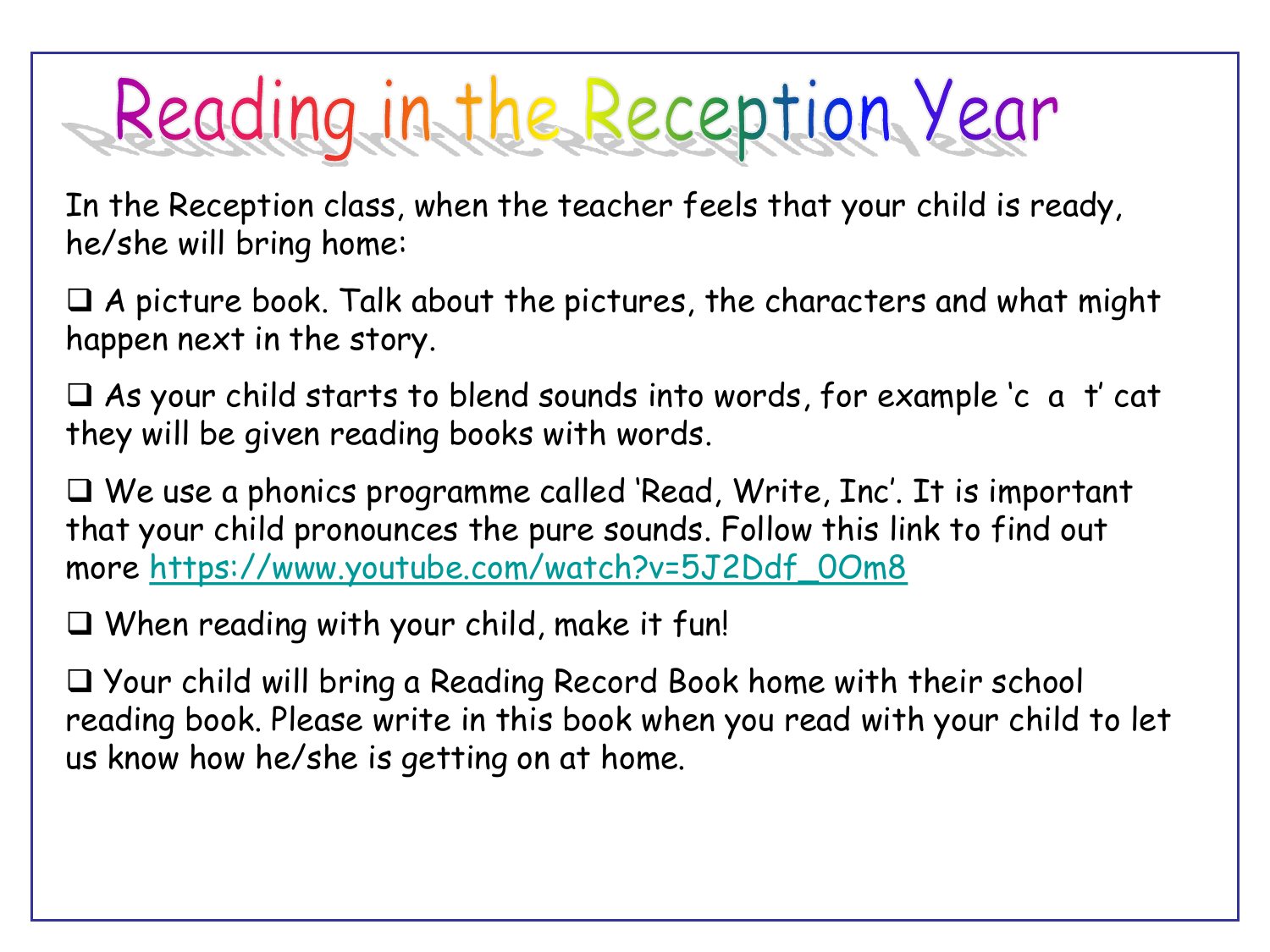# Reading in the Reception Year

In the Reception class, when the teacher feels that your child is ready, he/she will bring home:

- ❑ A picture book. Talk about the pictures, the characters and what might happen next in the story.
- ❑ As your child starts to blend sounds into words, for example 'c  a  t' cat they will be given reading books with words.
- ❑ We use a phonics programme called 'Read, Write, Inc'. It is important that your child pronounces the pure sounds. Follow this link to find out more https://www.youtube.com/watch?v=5J2Ddf_0Om8
- ❑ When reading with your child, make it fun!
- ❑ Your child will bring a Reading Record Book home with their school reading book. Please write in this book when you read with your child to let us know how he/she is getting on at home.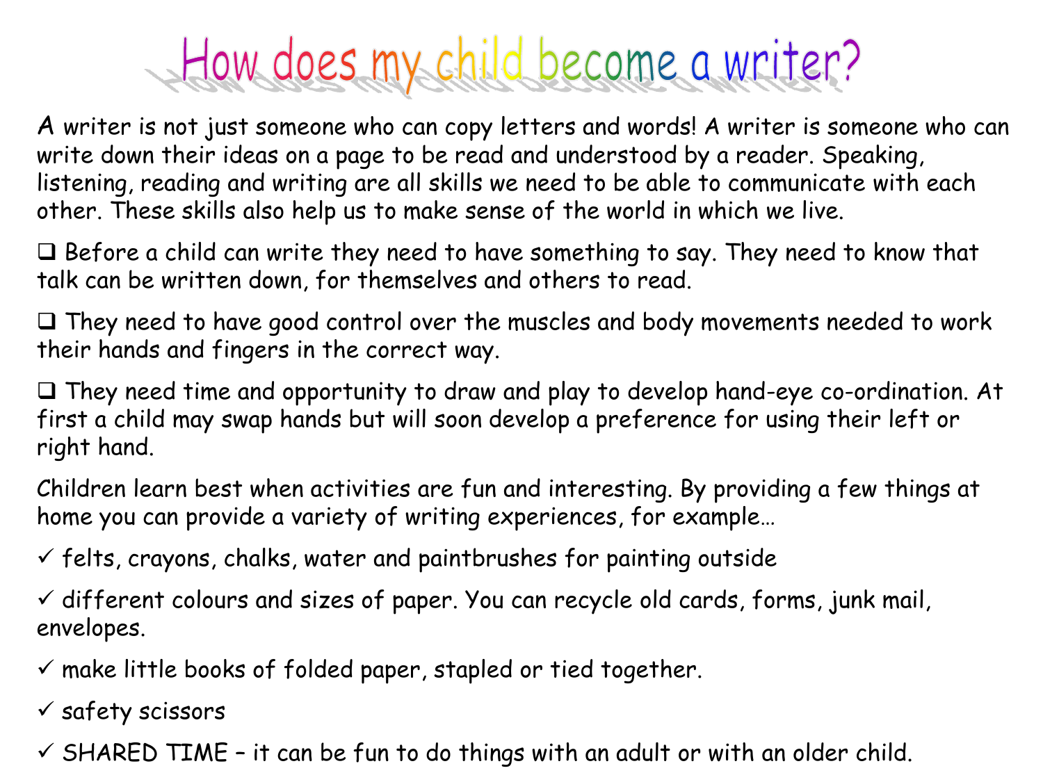# How does my child become a writer?

A writer is not just someone who can copy letters and words! A writer is someone who can write down their ideas on a page to be read and understood by a reader. Speaking, listening, reading and writing are all skills we need to be able to communicate with each other. These skills also help us to make sense of the world in which we live.

- ❑ Before a child can write they need to have something to say. They need to know that talk can be written down, for themselves and others to read.
- ❑ They need to have good control over the muscles and body movements needed to work their hands and fingers in the correct way.
- ❑ They need time and opportunity to draw and play to develop hand-eye co-ordination. At first a child may swap hands but will soon develop a preference for using their left or right hand.

Children learn best when activities are fun and interesting. By providing a few things at home you can provide a variety of writing experiences, for example…

- ✓ felts, crayons, chalks, water and paintbrushes for painting outside
- ✓ different colours and sizes of paper. You can recycle old cards, forms, junk mail, envelopes.
- ✓ make little books of folded paper, stapled or tied together.
- ✓ safety scissors
- ✓ SHARED TIME – it can be fun to do things with an adult or with an older child.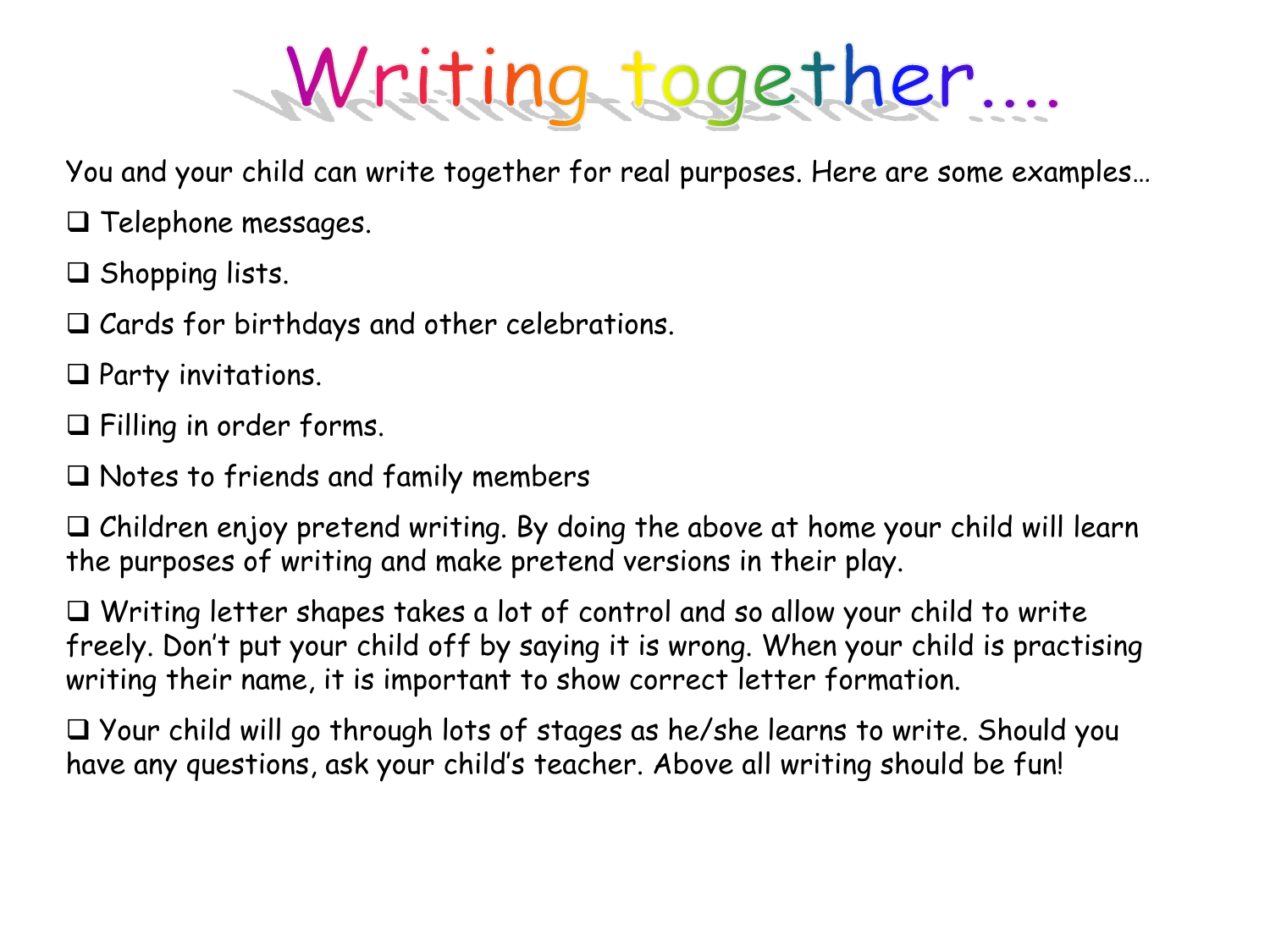# Writing together….

You and your child can write together for real purposes. Here are some examples…

- ❑ Telephone messages.
- ❑ Shopping lists.
- ❑ Cards for birthdays and other celebrations.
- ❑ Party invitations.
- ❑ Filling in order forms.
- ❑ Notes to friends and family members

❑ Children enjoy pretend writing. By doing the above at home your child will learn the purposes of writing and make pretend versions in their play.

❑ Writing letter shapes takes a lot of control and so allow your child to write freely. Don't put your child off by saying it is wrong. When your child is practising writing their name, it is important to show correct letter formation.

❑ Your child will go through lots of stages as he/she learns to write. Should you have any questions, ask your child's teacher. Above all writing should be fun!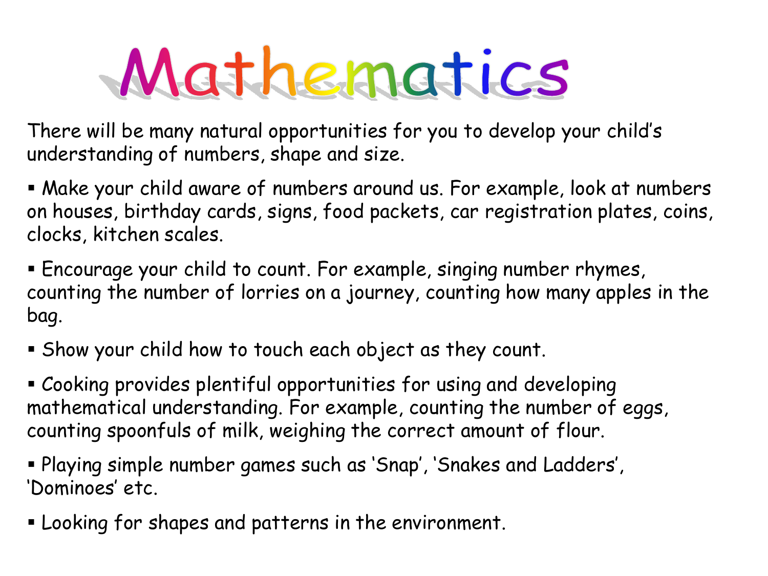# Mathematics

There will be many natural opportunities for you to develop your child's understanding of numbers, shape and size.

- Make your child aware of numbers around us. For example, look at numbers on houses, birthday cards, signs, food packets, car registration plates, coins, clocks, kitchen scales.
- Encourage your child to count. For example, singing number rhymes, counting the number of lorries on a journey, counting how many apples in the bag.
- Show your child how to touch each object as they count.
- Cooking provides plentiful opportunities for using and developing mathematical understanding. For example, counting the number of eggs, counting spoonfuls of milk, weighing the correct amount of flour.
- Playing simple number games such as 'Snap', 'Snakes and Ladders', 'Dominoes' etc.
- Looking for shapes and patterns in the environment.